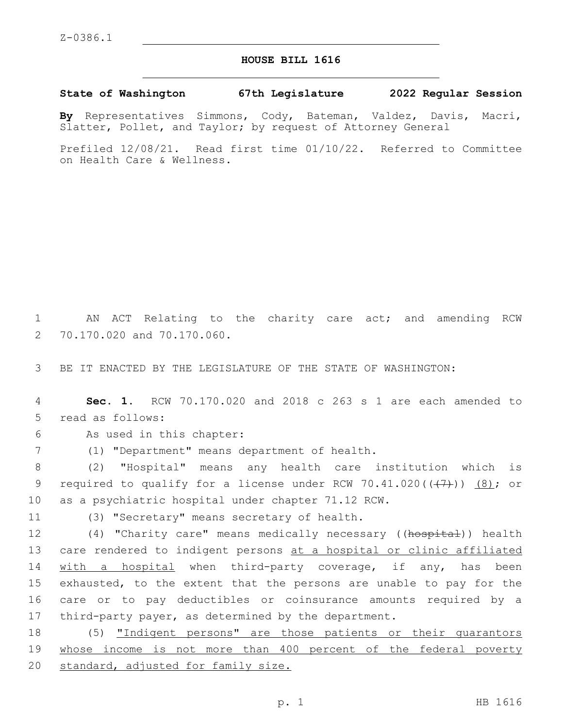Z-0386.1

# HOUSE BILL 1616

**State of Washington 67th Legislature 2022 Regular Session**

**By** Representatives Simmons, Cody, Bateman, Valdez, Davis, Macri, Slatter, Pollet, and Taylor; by request of Attorney General

Prefiled 12/08/21. Read first time 01/10/22. Referred to Committee on Health Care & Wellness.

AN ACT Relating to the charity care act; and amending RCW 70.170.020 and 70.170.060.

BE IT ENACTED BY THE LEGISLATURE OF THE STATE OF WASHINGTON:

**Sec. 1.** RCW 70.170.020 and 2018 c 263 s 1 are each amended to read as follows:

As used in this chapter:

(1) "Department" means department of health.

(2) "Hospital" means any health care institution which is required to qualify for a license under RCW 70.41.020(((7))) <u>(8)</u>; or as a psychiatric hospital under chapter 71.12 RCW.

(3) "Secretary" means secretary of health.

(4) "Charity care" means medically necessary ((~~hospital~~)) health care rendered to indigent persons <u>at a hospital or clinic affiliated with a hospital</u> when third-party coverage, if any, has been exhausted, to the extent that the persons are unable to pay for the care or to pay deductibles or coinsurance amounts required by a third-party payer, as determined by the department.

(5) <u>"Indigent persons" are those patients or their guarantors whose income is not more than 400 percent of the federal poverty standard, adjusted for family size.</u>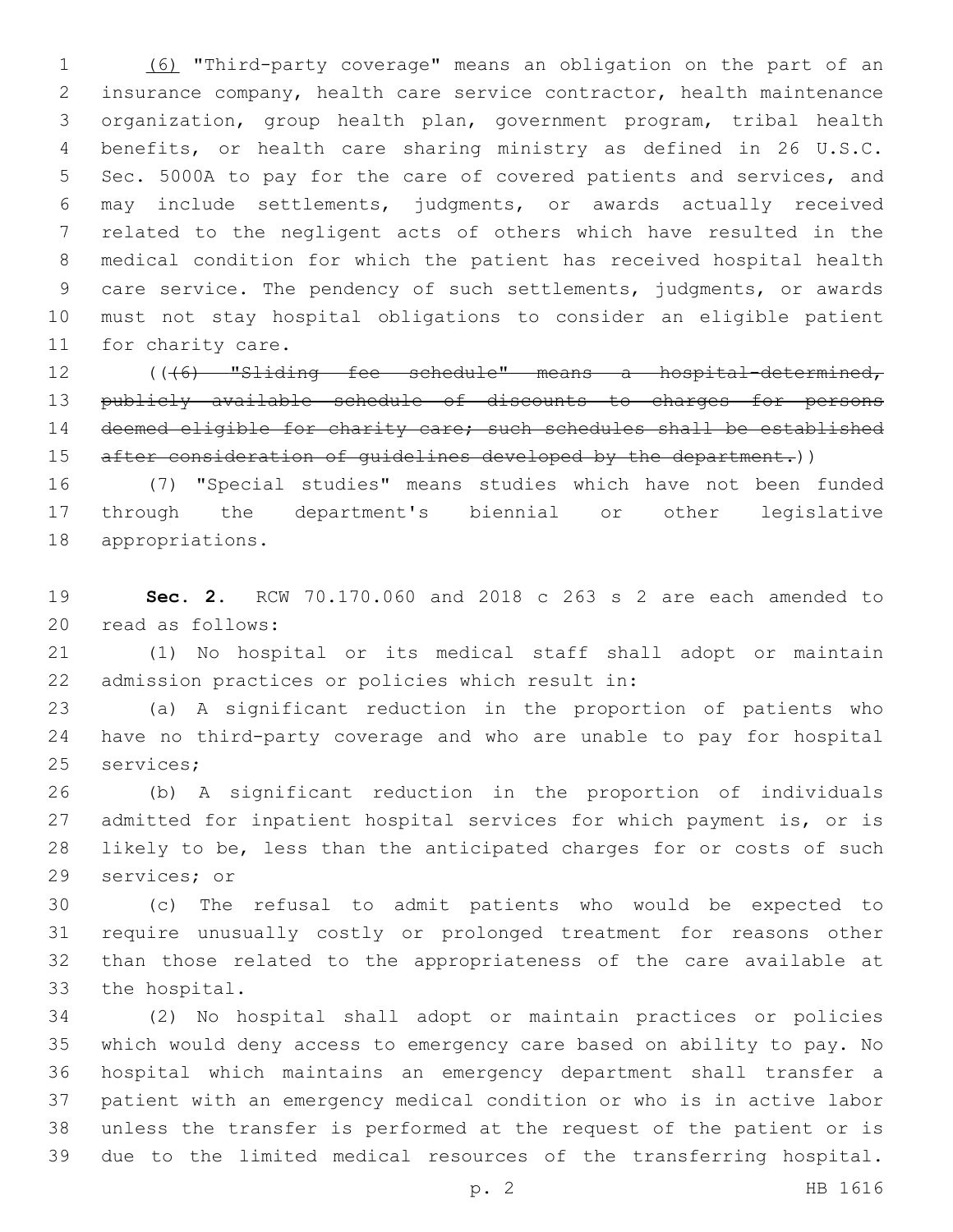(6) "Third-party coverage" means an obligation on the part of an insurance company, health care service contractor, health maintenance organization, group health plan, government program, tribal health benefits, or health care sharing ministry as defined in 26 U.S.C. Sec. 5000A to pay for the care of covered patients and services, and may include settlements, judgments, or awards actually received related to the negligent acts of others which have resulted in the medical condition for which the patient has received hospital health care service. The pendency of such settlements, judgments, or awards must not stay hospital obligations to consider an eligible patient for charity care.

((~~(6) "Sliding fee schedule" means a hospital-determined, publicly available schedule of discounts to charges for persons deemed eligible for charity care; such schedules shall be established after consideration of guidelines developed by the department.~~))

(7) "Special studies" means studies which have not been funded through the department's biennial or other legislative appropriations.

**Sec. 2.** RCW 70.170.060 and 2018 c 263 s 2 are each amended to read as follows:

(1) No hospital or its medical staff shall adopt or maintain admission practices or policies which result in:

(a) A significant reduction in the proportion of patients who have no third-party coverage and who are unable to pay for hospital services;

(b) A significant reduction in the proportion of individuals admitted for inpatient hospital services for which payment is, or is likely to be, less than the anticipated charges for or costs of such services; or

(c) The refusal to admit patients who would be expected to require unusually costly or prolonged treatment for reasons other than those related to the appropriateness of the care available at the hospital.

(2) No hospital shall adopt or maintain practices or policies which would deny access to emergency care based on ability to pay. No hospital which maintains an emergency department shall transfer a patient with an emergency medical condition or who is in active labor unless the transfer is performed at the request of the patient or is due to the limited medical resources of the transferring hospital.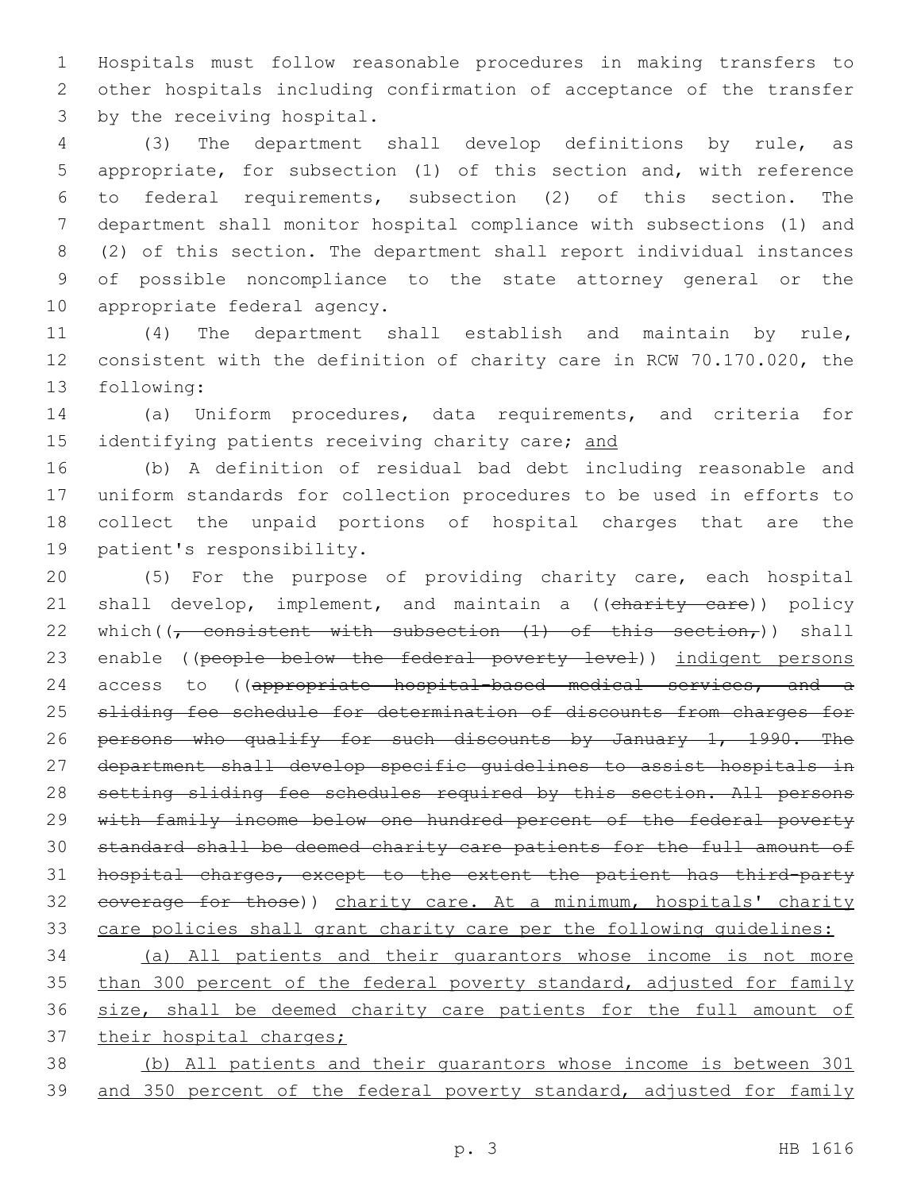Hospitals must follow reasonable procedures in making transfers to other hospitals including confirmation of acceptance of the transfer by the receiving hospital.

(3) The department shall develop definitions by rule, as appropriate, for subsection (1) of this section and, with reference to federal requirements, subsection (2) of this section. The department shall monitor hospital compliance with subsections (1) and (2) of this section. The department shall report individual instances of possible noncompliance to the state attorney general or the appropriate federal agency.

(4) The department shall establish and maintain by rule, consistent with the definition of charity care in RCW 70.170.020, the following:

(a) Uniform procedures, data requirements, and criteria for identifying patients receiving charity care; <u>and</u>

(b) A definition of residual bad debt including reasonable and uniform standards for collection procedures to be used in efforts to collect the unpaid portions of hospital charges that are the patient's responsibility.

(5) For the purpose of providing charity care, each hospital shall develop, implement, and maintain a ((~~charity care~~)) policy which((~~, consistent with subsection (1) of this section,~~)) shall enable ((~~people below the federal poverty level~~)) <u>indigent persons</u> access to ((~~appropriate hospital-based medical services, and a sliding fee schedule for determination of discounts from charges for persons who qualify for such discounts by January 1, 1990. The department shall develop specific guidelines to assist hospitals in setting sliding fee schedules required by this section. All persons with family income below one hundred percent of the federal poverty standard shall be deemed charity care patients for the full amount of hospital charges, except to the extent the patient has third-party coverage for those~~)) <u>charity care. At a minimum, hospitals' charity care policies shall grant charity care per the following guidelines:</u>

<u>(a) All patients and their guarantors whose income is not more than 300 percent of the federal poverty standard, adjusted for family size, shall be deemed charity care patients for the full amount of their hospital charges;</u>

<u>(b) All patients and their guarantors whose income is between 301 and 350 percent of the federal poverty standard, adjusted for family</u>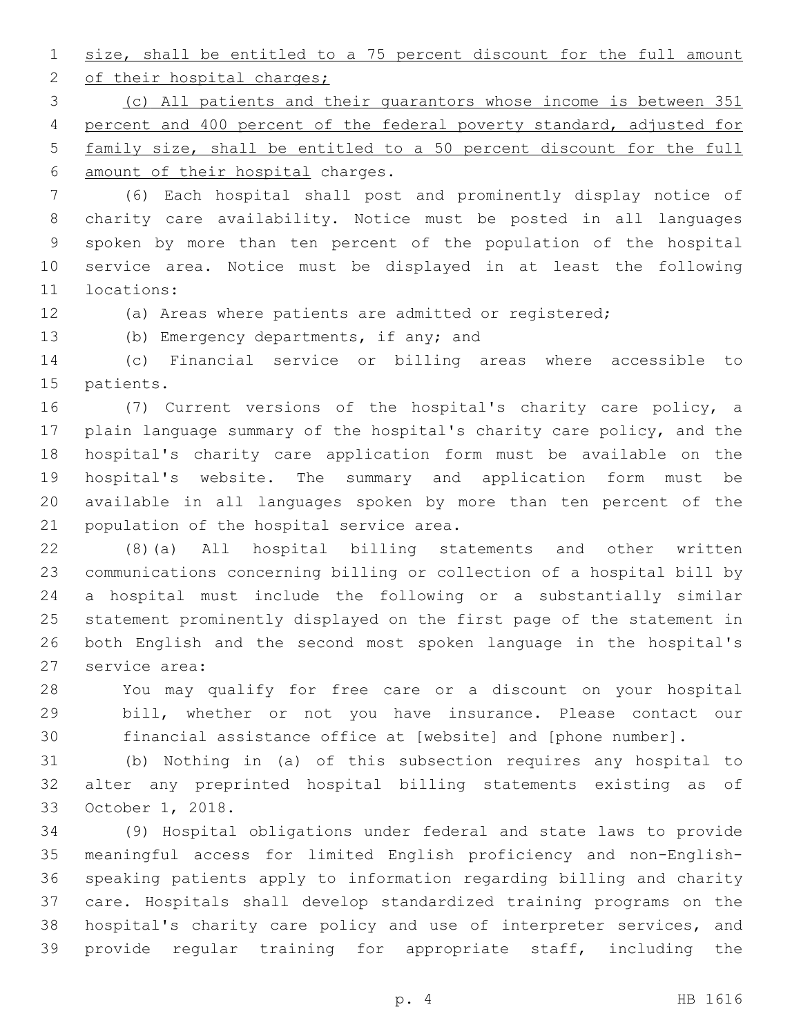size, shall be entitled to a 75 percent discount for the full amount of their hospital charges;

(c) All patients and their guarantors whose income is between 351 percent and 400 percent of the federal poverty standard, adjusted for family size, shall be entitled to a 50 percent discount for the full amount of their hospital charges.

(6) Each hospital shall post and prominently display notice of charity care availability. Notice must be posted in all languages spoken by more than ten percent of the population of the hospital service area. Notice must be displayed in at least the following locations:

(a) Areas where patients are admitted or registered;

(b) Emergency departments, if any; and

(c) Financial service or billing areas where accessible to patients.

(7) Current versions of the hospital's charity care policy, a plain language summary of the hospital's charity care policy, and the hospital's charity care application form must be available on the hospital's website. The summary and application form must be available in all languages spoken by more than ten percent of the population of the hospital service area.

(8)(a) All hospital billing statements and other written communications concerning billing or collection of a hospital bill by a hospital must include the following or a substantially similar statement prominently displayed on the first page of the statement in both English and the second most spoken language in the hospital's service area:

> You may qualify for free care or a discount on your hospital bill, whether or not you have insurance. Please contact our financial assistance office at [website] and [phone number].

(b) Nothing in (a) of this subsection requires any hospital to alter any preprinted hospital billing statements existing as of October 1, 2018.

(9) Hospital obligations under federal and state laws to provide meaningful access for limited English proficiency and non-English-speaking patients apply to information regarding billing and charity care. Hospitals shall develop standardized training programs on the hospital's charity care policy and use of interpreter services, and provide regular training for appropriate staff, including the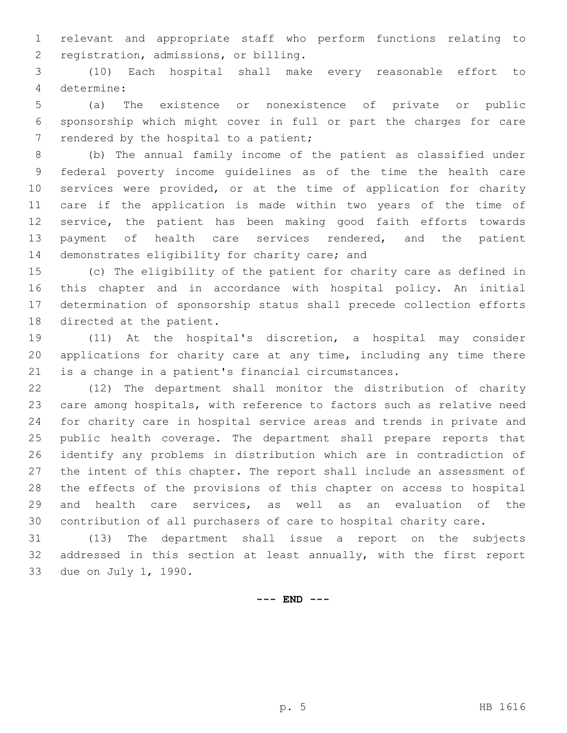relevant and appropriate staff who perform functions relating to registration, admissions, or billing.

(10) Each hospital shall make every reasonable effort to determine:

(a) The existence or nonexistence of private or public sponsorship which might cover in full or part the charges for care rendered by the hospital to a patient;

(b) The annual family income of the patient as classified under federal poverty income guidelines as of the time the health care services were provided, or at the time of application for charity care if the application is made within two years of the time of service, the patient has been making good faith efforts towards payment of health care services rendered, and the patient demonstrates eligibility for charity care; and

(c) The eligibility of the patient for charity care as defined in this chapter and in accordance with hospital policy. An initial determination of sponsorship status shall precede collection efforts directed at the patient.

(11) At the hospital's discretion, a hospital may consider applications for charity care at any time, including any time there is a change in a patient's financial circumstances.

(12) The department shall monitor the distribution of charity care among hospitals, with reference to factors such as relative need for charity care in hospital service areas and trends in private and public health coverage. The department shall prepare reports that identify any problems in distribution which are in contradiction of the intent of this chapter. The report shall include an assessment of the effects of the provisions of this chapter on access to hospital and health care services, as well as an evaluation of the contribution of all purchasers of care to hospital charity care.

(13) The department shall issue a report on the subjects addressed in this section at least annually, with the first report due on July 1, 1990.

**--- END ---**